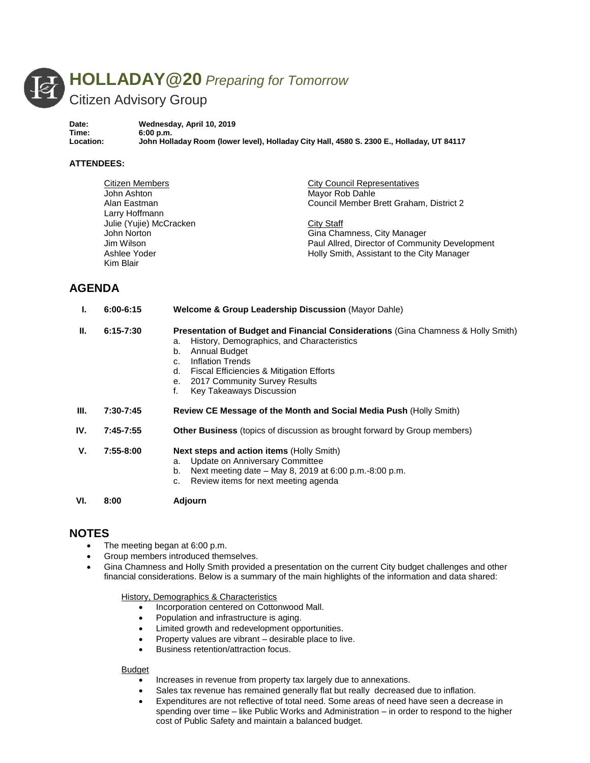# HOLLADAY@20 *Preparing for Tomorrow*

## Citizen Advisory Group

**Date:** Wednesday, April 10, 2019
**Time:** 6:00 p.m.
**Location:** John Holladay Room (lower level), Holladay City Hall, 4580 S. 2300 E., Holladay, UT 84117

**ATTENDEES:**

Citizen Members
John Ashton
Alan Eastman
Larry Hoffmann
Julie (Yujie) McCracken
John Norton
Jim Wilson
Ashlee Yoder
Kim Blair

City Council Representatives
Mayor Rob Dahle
Council Member Brett Graham, District 2

City Staff
Gina Chamness, City Manager
Paul Allred, Director of Community Development
Holly Smith, Assistant to the City Manager

## AGENDA

| | | |
|---|---|---|
| I. | 6:00-6:15 | **Welcome & Group Leadership Discussion** (Mayor Dahle) |
| II. | 6:15-7:30 | **Presentation of Budget and Financial Considerations** (Gina Chamness & Holly Smith)<br>a. History, Demographics, and Characteristics<br>b. Annual Budget<br>c. Inflation Trends<br>d. Fiscal Efficiencies & Mitigation Efforts<br>e. 2017 Community Survey Results<br>f. Key Takeaways Discussion |
| III. | 7:30-7:45 | **Review CE Message of the Month and Social Media Push** (Holly Smith) |
| IV. | 7:45-7:55 | **Other Business** (topics of discussion as brought forward by Group members) |
| V. | 7:55-8:00 | **Next steps and action items** (Holly Smith)<br>a. Update on Anniversary Committee<br>b. Next meeting date – May 8, 2019 at 6:00 p.m.-8:00 p.m.<br>c. Review items for next meeting agenda |
| VI. | 8:00 | **Adjourn** |

## NOTES

- The meeting began at 6:00 p.m.
- Group members introduced themselves.
- Gina Chamness and Holly Smith provided a presentation on the current City budget challenges and other financial considerations. Below is a summary of the main highlights of the information and data shared:

  History, Demographics & Characteristics
  - Incorporation centered on Cottonwood Mall.
  - Population and infrastructure is aging.
  - Limited growth and redevelopment opportunities.
  - Property values are vibrant – desirable place to live.
  - Business retention/attraction focus.

  Budget
  - Increases in revenue from property tax largely due to annexations.
  - Sales tax revenue has remained generally flat but really decreased due to inflation.
  - Expenditures are not reflective of total need. Some areas of need have seen a decrease in spending over time – like Public Works and Administration – in order to respond to the higher cost of Public Safety and maintain a balanced budget.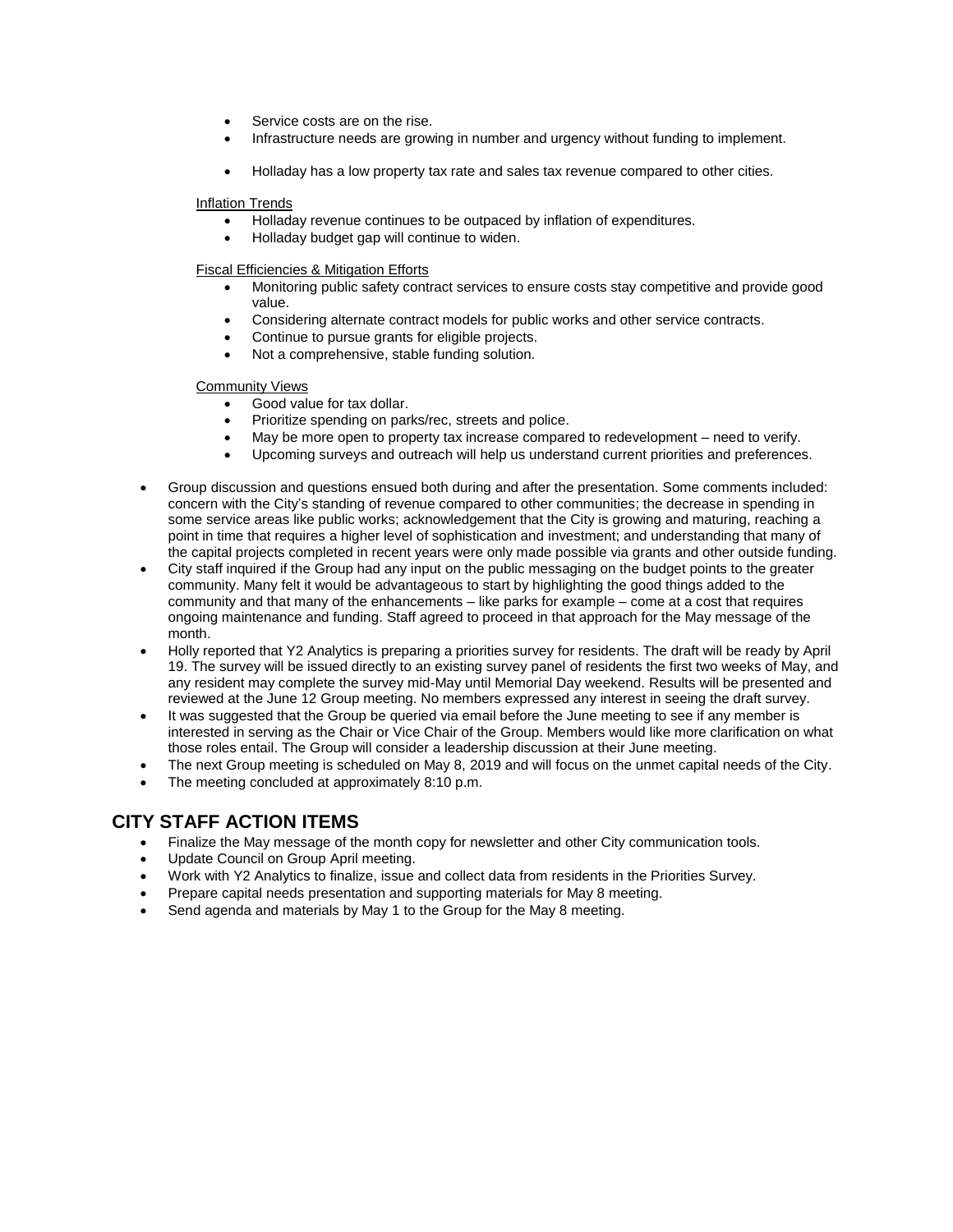- Service costs are on the rise.
- Infrastructure needs are growing in number and urgency without funding to implement.
- Holladay has a low property tax rate and sales tax revenue compared to other cities.

Inflation Trends

- Holladay revenue continues to be outpaced by inflation of expenditures.
- Holladay budget gap will continue to widen.

Fiscal Efficiencies & Mitigation Efforts

- Monitoring public safety contract services to ensure costs stay competitive and provide good value.
- Considering alternate contract models for public works and other service contracts.
- Continue to pursue grants for eligible projects.
- Not a comprehensive, stable funding solution.

Community Views

- Good value for tax dollar.
- Prioritize spending on parks/rec, streets and police.
- May be more open to property tax increase compared to redevelopment – need to verify.
- Upcoming surveys and outreach will help us understand current priorities and preferences.

- Group discussion and questions ensued both during and after the presentation. Some comments included: concern with the City's standing of revenue compared to other communities; the decrease in spending in some service areas like public works; acknowledgement that the City is growing and maturing, reaching a point in time that requires a higher level of sophistication and investment; and understanding that many of the capital projects completed in recent years were only made possible via grants and other outside funding.
- City staff inquired if the Group had any input on the public messaging on the budget points to the greater community. Many felt it would be advantageous to start by highlighting the good things added to the community and that many of the enhancements – like parks for example – come at a cost that requires ongoing maintenance and funding. Staff agreed to proceed in that approach for the May message of the month.
- Holly reported that Y2 Analytics is preparing a priorities survey for residents. The draft will be ready by April 19. The survey will be issued directly to an existing survey panel of residents the first two weeks of May, and any resident may complete the survey mid-May until Memorial Day weekend. Results will be presented and reviewed at the June 12 Group meeting. No members expressed any interest in seeing the draft survey.
- It was suggested that the Group be queried via email before the June meeting to see if any member is interested in serving as the Chair or Vice Chair of the Group. Members would like more clarification on what those roles entail. The Group will consider a leadership discussion at their June meeting.
- The next Group meeting is scheduled on May 8, 2019 and will focus on the unmet capital needs of the City.
- The meeting concluded at approximately 8:10 p.m.

## CITY STAFF ACTION ITEMS

- Finalize the May message of the month copy for newsletter and other City communication tools.
- Update Council on Group April meeting.
- Work with Y2 Analytics to finalize, issue and collect data from residents in the Priorities Survey.
- Prepare capital needs presentation and supporting materials for May 8 meeting.
- Send agenda and materials by May 1 to the Group for the May 8 meeting.